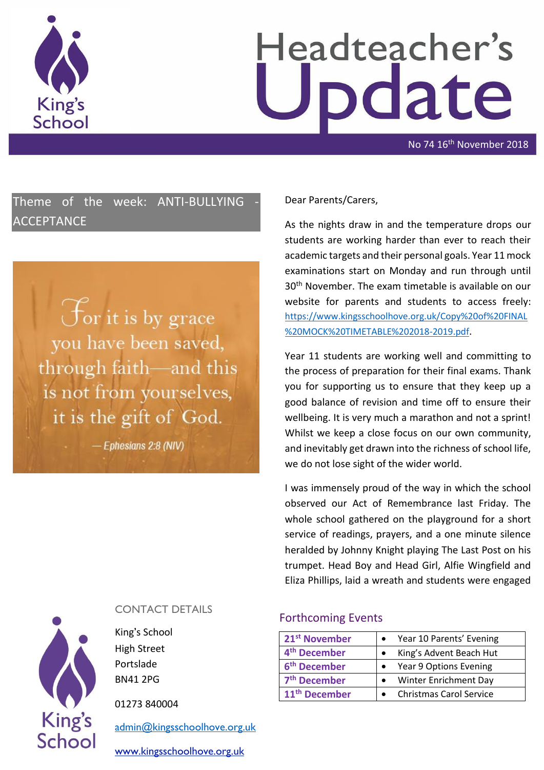# Headteacher's Update

No 74 16th November 2018

## Theme of the week: ANTI-BULLYING - ACCEPTANCE

For it is by grace you have been saved, through faith—and this is not from yourselves, it is the gift of God.

— Ephesians 2:8 (NIV)

Dear Parents/Carers,

As the nights draw in and the temperature drops our students are working harder than ever to reach their academic targets and their personal goals. Year 11 mock examinations start on Monday and run through until 30th November. The exam timetable is available on our website for parents and students to access freely: https://www.kingsschoolhove.org.uk/Copy%20of%20FINAL%20MOCK%20TIMETABLE%202018-2019.pdf.

Year 11 students are working well and committing to the process of preparation for their final exams. Thank you for supporting us to ensure that they keep up a good balance of revision and time off to ensure their wellbeing. It is very much a marathon and not a sprint! Whilst we keep a close focus on our own community, and inevitably get drawn into the richness of school life, we do not lose sight of the wider world.

I was immensely proud of the way in which the school observed our Act of Remembrance last Friday. The whole school gathered on the playground for a short service of readings, prayers, and a one minute silence heralded by Johnny Knight playing The Last Post on his trumpet. Head Boy and Head Girl, Alfie Wingfield and Eliza Phillips, laid a wreath and students were engaged

## CONTACT DETAILS

King's School
High Street
Portslade
BN41 2PG

01273 840004

admin@kingsschoolhove.org.uk

www.kingsschoolhove.org.uk

## Forthcoming Events

| Date | Event |
|---|---|
| **21st November** | • Year 10 Parents' Evening |
| **4th December** | • King's Advent Beach Hut |
| **6th December** | • Year 9 Options Evening |
| **7th December** | • Winter Enrichment Day |
| **11th December** | • Christmas Carol Service |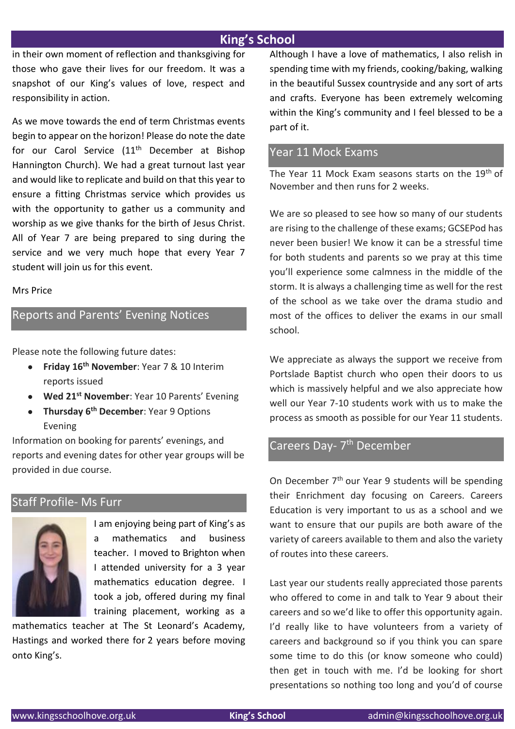in their own moment of reflection and thanksgiving for those who gave their lives for our freedom. It was a snapshot of our King's values of love, respect and responsibility in action.

As we move towards the end of term Christmas events begin to appear on the horizon! Please do note the date for our Carol Service (11th December at Bishop Hannington Church). We had a great turnout last year and would like to replicate and build on that this year to ensure a fitting Christmas service which provides us with the opportunity to gather us a community and worship as we give thanks for the birth of Jesus Christ. All of Year 7 are being prepared to sing during the service and we very much hope that every Year 7 student will join us for this event.

Mrs Price

## Reports and Parents' Evening Notices

Please note the following future dates:

- **Friday 16th November**: Year 7 & 10 Interim reports issued
- **Wed 21st November**: Year 10 Parents' Evening
- **Thursday 6th December**: Year 9 Options Evening

Information on booking for parents' evenings, and reports and evening dates for other year groups will be provided in due course.

## Staff Profile- Ms Furr

I am enjoying being part of King's as a mathematics and business teacher. I moved to Brighton when I attended university for a 3 year mathematics education degree. I took a job, offered during my final training placement, working as a mathematics teacher at The St Leonard's Academy, Hastings and worked there for 2 years before moving onto King's.

Although I have a love of mathematics, I also relish in spending time with my friends, cooking/baking, walking in the beautiful Sussex countryside and any sort of arts and crafts. Everyone has been extremely welcoming within the King's community and I feel blessed to be a part of it.

## Year 11 Mock Exams

The Year 11 Mock Exam seasons starts on the 19th of November and then runs for 2 weeks.

We are so pleased to see how so many of our students are rising to the challenge of these exams; GCSEPod has never been busier! We know it can be a stressful time for both students and parents so we pray at this time you'll experience some calmness in the middle of the storm. It is always a challenging time as well for the rest of the school as we take over the drama studio and most of the offices to deliver the exams in our small school.

We appreciate as always the support we receive from Portslade Baptist church who open their doors to us which is massively helpful and we also appreciate how well our Year 7-10 students work with us to make the process as smooth as possible for our Year 11 students.

## Careers Day- 7th December

On December 7th our Year 9 students will be spending their Enrichment day focusing on Careers. Careers Education is very important to us as a school and we want to ensure that our pupils are both aware of the variety of careers available to them and also the variety of routes into these careers.

Last year our students really appreciated those parents who offered to come in and talk to Year 9 about their careers and so we'd like to offer this opportunity again. I'd really like to have volunteers from a variety of careers and background so if you think you can spare some time to do this (or know someone who could) then get in touch with me. I'd be looking for short presentations so nothing too long and you'd of course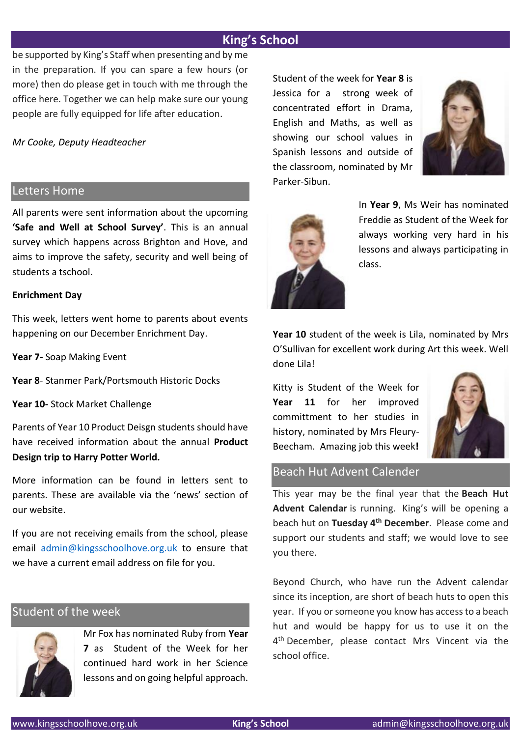be supported by King's Staff when presenting and by me in the preparation. If you can spare a few hours (or more) then do please get in touch with me through the office here. Together we can help make sure our young people are fully equipped for life after education.

*Mr Cooke, Deputy Headteacher*

## Letters Home

All parents were sent information about the upcoming **'Safe and Well at School Survey'**. This is an annual survey which happens across Brighton and Hove, and aims to improve the safety, security and well being of students a tschool.

**Enrichment Day**

This week, letters went home to parents about events happening on our December Enrichment Day.

**Year 7-** Soap Making Event

**Year 8**- Stanmer Park/Portsmouth Historic Docks

**Year 10-** Stock Market Challenge

Parents of Year 10 Product Deisgn students should have have received information about the annual **Product Design trip to Harry Potter World.**

More information can be found in letters sent to parents. These are available via the 'news' section of our website.

If you are not receiving emails from the school, please email admin@kingsschoolhove.org.uk to ensure that we have a current email address on file for you.

## Student of the week

Mr Fox has nominated Ruby from **Year 7** as Student of the Week for her continued hard work in her Science lessons and on going helpful approach.

Student of the week for **Year 8** is Jessica for a strong week of concentrated effort in Drama, English and Maths, as well as showing our school values in Spanish lessons and outside of the classroom, nominated by Mr Parker-Sibun.

In **Year 9**, Ms Weir has nominated Freddie as Student of the Week for always working very hard in his lessons and always participating in class.

**Year 10** student of the week is Lila, nominated by Mrs O'Sullivan for excellent work during Art this week. Well done Lila!

Kitty is Student of the Week for **Year 11** for her improved committment to her studies in history, nominated by Mrs Fleury-Beecham. Amazing job this week**!**

## Beach Hut Advent Calender

This year may be the final year that the **Beach Hut Advent Calendar** is running. King's will be opening a beach hut on **Tuesday 4th December**. Please come and support our students and staff; we would love to see you there.

Beyond Church, who have run the Advent calendar since its inception, are short of beach huts to open this year. If you or someone you know has access to a beach hut and would be happy for us to use it on the 4th December, please contact Mrs Vincent via the school office.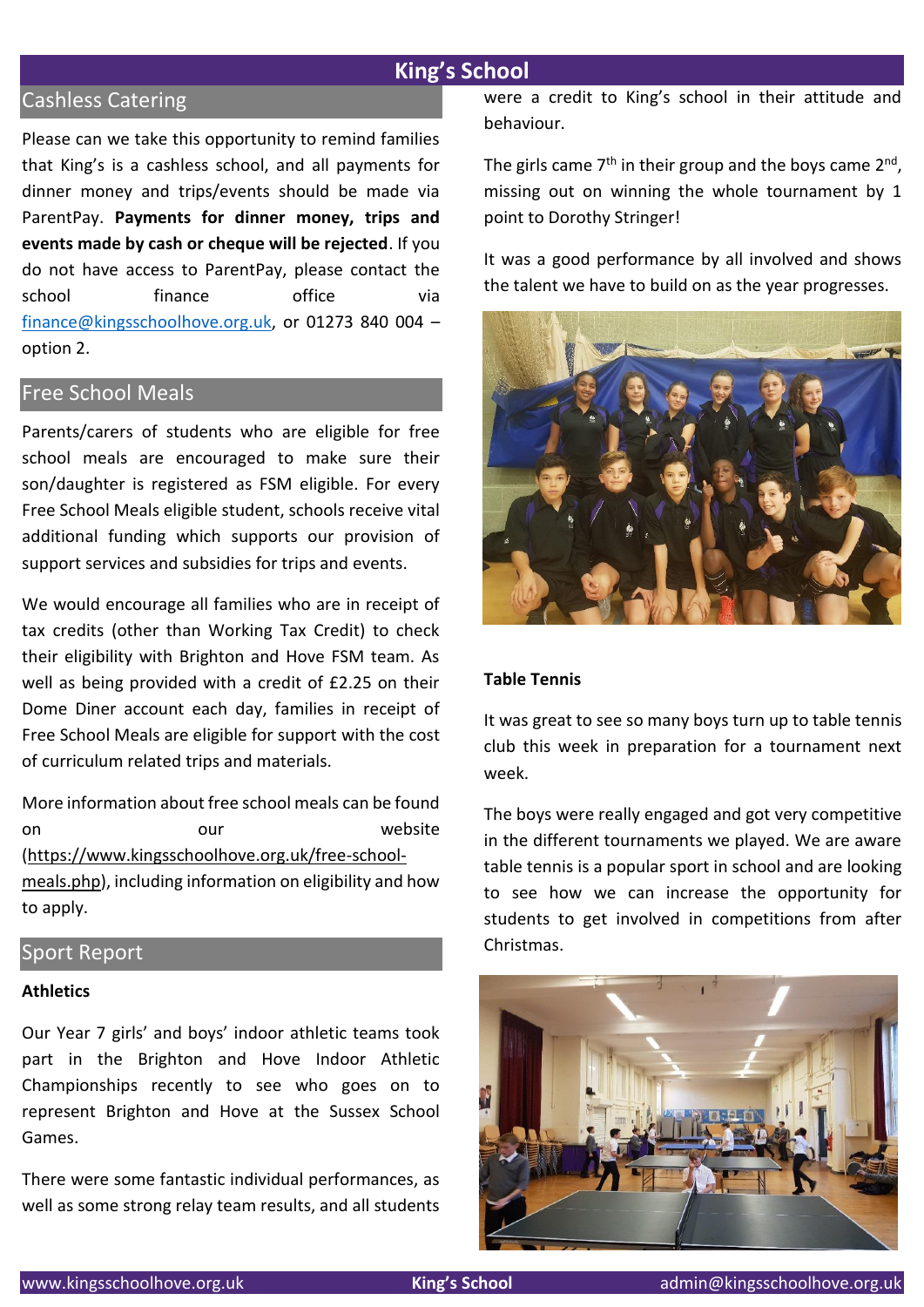## Cashless Catering

Please can we take this opportunity to remind families that King's is a cashless school, and all payments for dinner money and trips/events should be made via ParentPay. **Payments for dinner money, trips and events made by cash or cheque will be rejected**. If you do not have access to ParentPay, please contact the school finance office via finance@kingsschoolhove.org.uk, or 01273 840 004 – option 2.

## Free School Meals

Parents/carers of students who are eligible for free school meals are encouraged to make sure their son/daughter is registered as FSM eligible. For every Free School Meals eligible student, schools receive vital additional funding which supports our provision of support services and subsidies for trips and events.

We would encourage all families who are in receipt of tax credits (other than Working Tax Credit) to check their eligibility with Brighton and Hove FSM team. As well as being provided with a credit of £2.25 on their Dome Diner account each day, families in receipt of Free School Meals are eligible for support with the cost of curriculum related trips and materials.

More information about free school meals can be found on our website (https://www.kingsschoolhove.org.uk/free-school-meals.php), including information on eligibility and how to apply.

## Sport Report

**Athletics**

Our Year 7 girls' and boys' indoor athletic teams took part in the Brighton and Hove Indoor Athletic Championships recently to see who goes on to represent Brighton and Hove at the Sussex School Games.

There were some fantastic individual performances, as well as some strong relay team results, and all students were a credit to King's school in their attitude and behaviour.

The girls came 7th in their group and the boys came 2nd, missing out on winning the whole tournament by 1 point to Dorothy Stringer!

It was a good performance by all involved and shows the talent we have to build on as the year progresses.

**Table Tennis**

It was great to see so many boys turn up to table tennis club this week in preparation for a tournament next week.

The boys were really engaged and got very competitive in the different tournaments we played. We are aware table tennis is a popular sport in school and are looking to see how we can increase the opportunity for students to get involved in competitions from after Christmas.